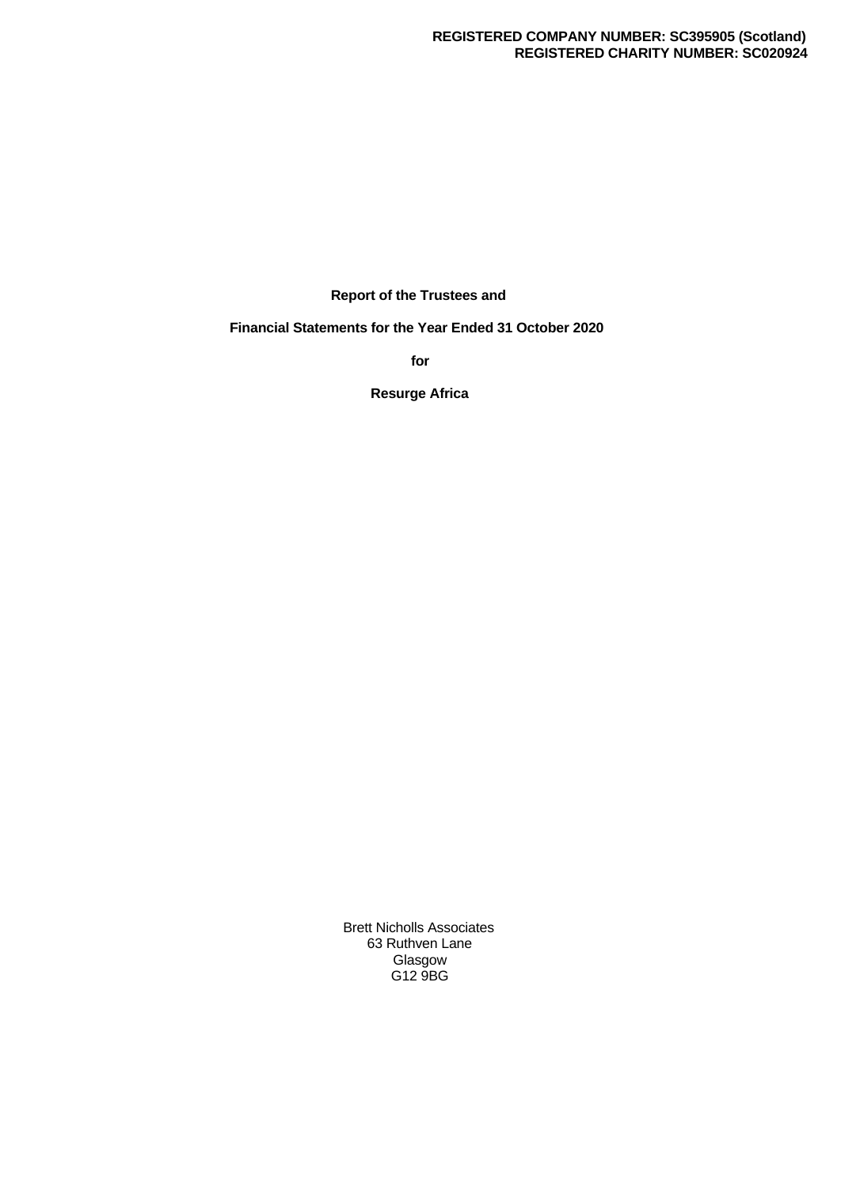**REGISTERED COMPANY NUMBER: SC395905 (Scotland)**
**REGISTERED CHARITY NUMBER: SC020924**

# Report of the Trustees and

# Financial Statements for the Year Ended 31 October 2020

**for**

# Resurge Africa

Brett Nicholls Associates
63 Ruthven Lane
Glasgow
G12 9BG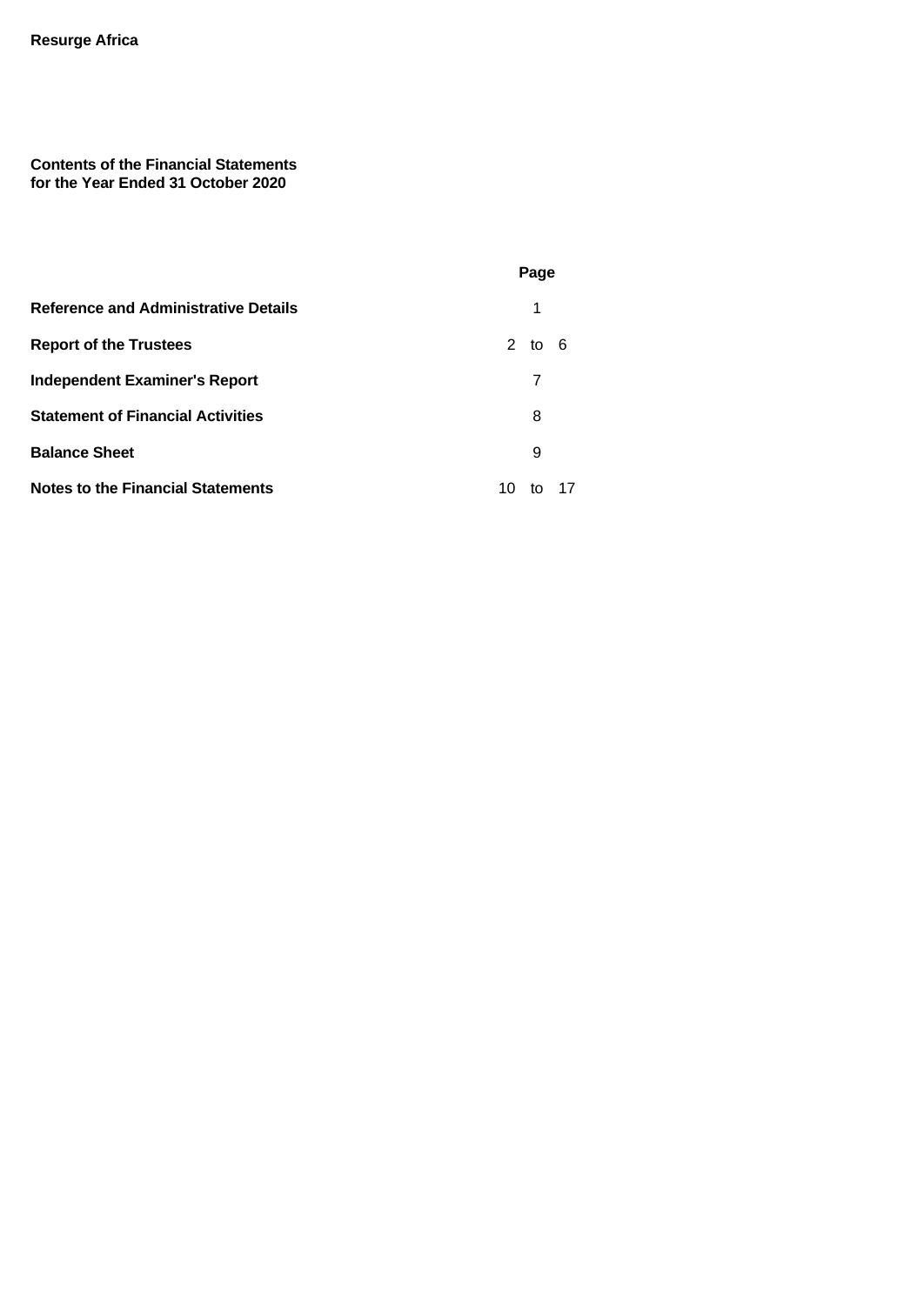**Resurge Africa**

**Contents of the Financial Statements**
**for the Year Ended 31 October 2020**

| | Page |
|---|---|
| **Reference and Administrative Details** | 1 |
| **Report of the Trustees** | 2 to 6 |
| **Independent Examiner's Report** | 7 |
| **Statement of Financial Activities** | 8 |
| **Balance Sheet** | 9 |
| **Notes to the Financial Statements** | 10 to 17 |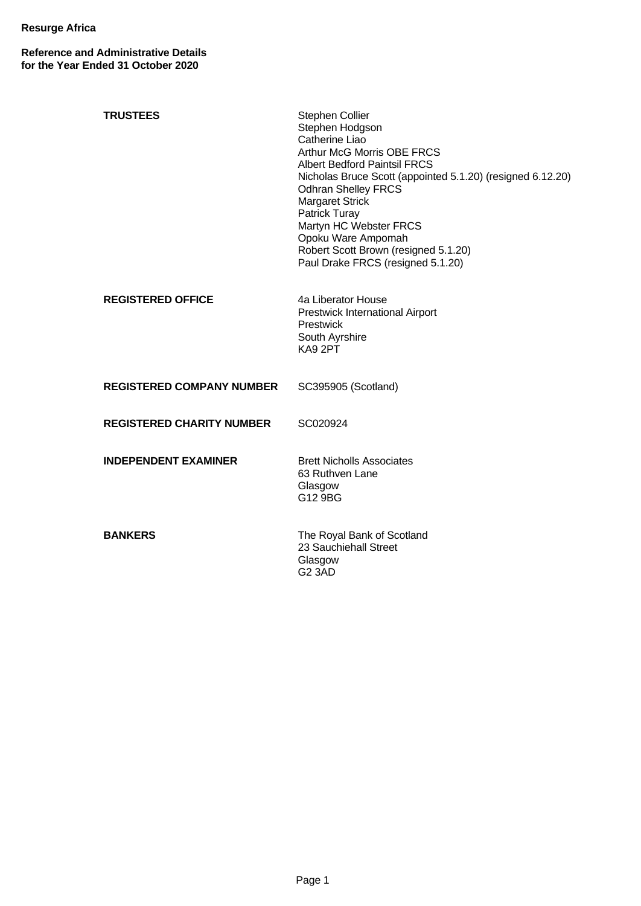**Resurge Africa**

**Reference and Administrative Details**
**for the Year Ended 31 October 2020**

| | |
|---|---|
| **TRUSTEES** | Stephen Collier<br>Stephen Hodgson<br>Catherine Liao<br>Arthur McG Morris OBE FRCS<br>Albert Bedford Paintsil FRCS<br>Nicholas Bruce Scott (appointed 5.1.20) (resigned 6.12.20)<br>Odhran Shelley FRCS<br>Margaret Strick<br>Patrick Turay<br>Martyn HC Webster FRCS<br>Opoku Ware Ampomah<br>Robert Scott Brown (resigned 5.1.20)<br>Paul Drake FRCS (resigned 5.1.20) |
| **REGISTERED OFFICE** | 4a Liberator House<br>Prestwick International Airport<br>Prestwick<br>South Ayrshire<br>KA9 2PT |
| **REGISTERED COMPANY NUMBER** | SC395905 (Scotland) |
| **REGISTERED CHARITY NUMBER** | SC020924 |
| **INDEPENDENT EXAMINER** | Brett Nicholls Associates<br>63 Ruthven Lane<br>Glasgow<br>G12 9BG |
| **BANKERS** | The Royal Bank of Scotland<br>23 Sauchiehall Street<br>Glasgow<br>G2 3AD |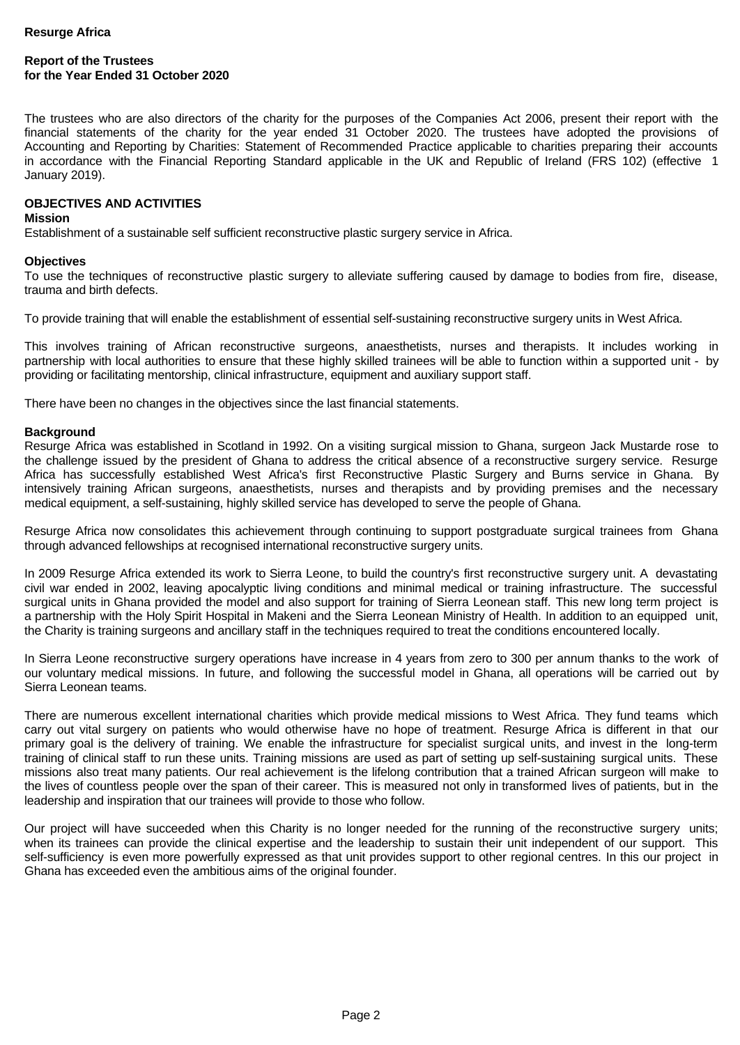**Resurge Africa**

**Report of the Trustees**
**for the Year Ended 31 October 2020**

The trustees who are also directors of the charity for the purposes of the Companies Act 2006, present their report with the financial statements of the charity for the year ended 31 October 2020. The trustees have adopted the provisions of Accounting and Reporting by Charities: Statement of Recommended Practice applicable to charities preparing their accounts in accordance with the Financial Reporting Standard applicable in the UK and Republic of Ireland (FRS 102) (effective 1 January 2019).

## OBJECTIVES AND ACTIVITIES

**Mission**
Establishment of a sustainable self sufficient reconstructive plastic surgery service in Africa.

**Objectives**
To use the techniques of reconstructive plastic surgery to alleviate suffering caused by damage to bodies from fire, disease, trauma and birth defects.

To provide training that will enable the establishment of essential self-sustaining reconstructive surgery units in West Africa.

This involves training of African reconstructive surgeons, anaesthetists, nurses and therapists. It includes working in partnership with local authorities to ensure that these highly skilled trainees will be able to function within a supported unit - by providing or facilitating mentorship, clinical infrastructure, equipment and auxiliary support staff.

There have been no changes in the objectives since the last financial statements.

**Background**
Resurge Africa was established in Scotland in 1992. On a visiting surgical mission to Ghana, surgeon Jack Mustarde rose to the challenge issued by the president of Ghana to address the critical absence of a reconstructive surgery service. Resurge Africa has successfully established West Africa's first Reconstructive Plastic Surgery and Burns service in Ghana. By intensively training African surgeons, anaesthetists, nurses and therapists and by providing premises and the necessary medical equipment, a self-sustaining, highly skilled service has developed to serve the people of Ghana.

Resurge Africa now consolidates this achievement through continuing to support postgraduate surgical trainees from Ghana through advanced fellowships at recognised international reconstructive surgery units.

In 2009 Resurge Africa extended its work to Sierra Leone, to build the country's first reconstructive surgery unit. A devastating civil war ended in 2002, leaving apocalyptic living conditions and minimal medical or training infrastructure. The successful surgical units in Ghana provided the model and also support for training of Sierra Leonean staff. This new long term project is a partnership with the Holy Spirit Hospital in Makeni and the Sierra Leonean Ministry of Health. In addition to an equipped unit, the Charity is training surgeons and ancillary staff in the techniques required to treat the conditions encountered locally.

In Sierra Leone reconstructive surgery operations have increase in 4 years from zero to 300 per annum thanks to the work of our voluntary medical missions. In future, and following the successful model in Ghana, all operations will be carried out by Sierra Leonean teams.

There are numerous excellent international charities which provide medical missions to West Africa. They fund teams which carry out vital surgery on patients who would otherwise have no hope of treatment. Resurge Africa is different in that our primary goal is the delivery of training. We enable the infrastructure for specialist surgical units, and invest in the long-term training of clinical staff to run these units. Training missions are used as part of setting up self-sustaining surgical units. These missions also treat many patients. Our real achievement is the lifelong contribution that a trained African surgeon will make to the lives of countless people over the span of their career. This is measured not only in transformed lives of patients, but in the leadership and inspiration that our trainees will provide to those who follow.

Our project will have succeeded when this Charity is no longer needed for the running of the reconstructive surgery units; when its trainees can provide the clinical expertise and the leadership to sustain their unit independent of our support. This self-sufficiency is even more powerfully expressed as that unit provides support to other regional centres. In this our project in Ghana has exceeded even the ambitious aims of the original founder.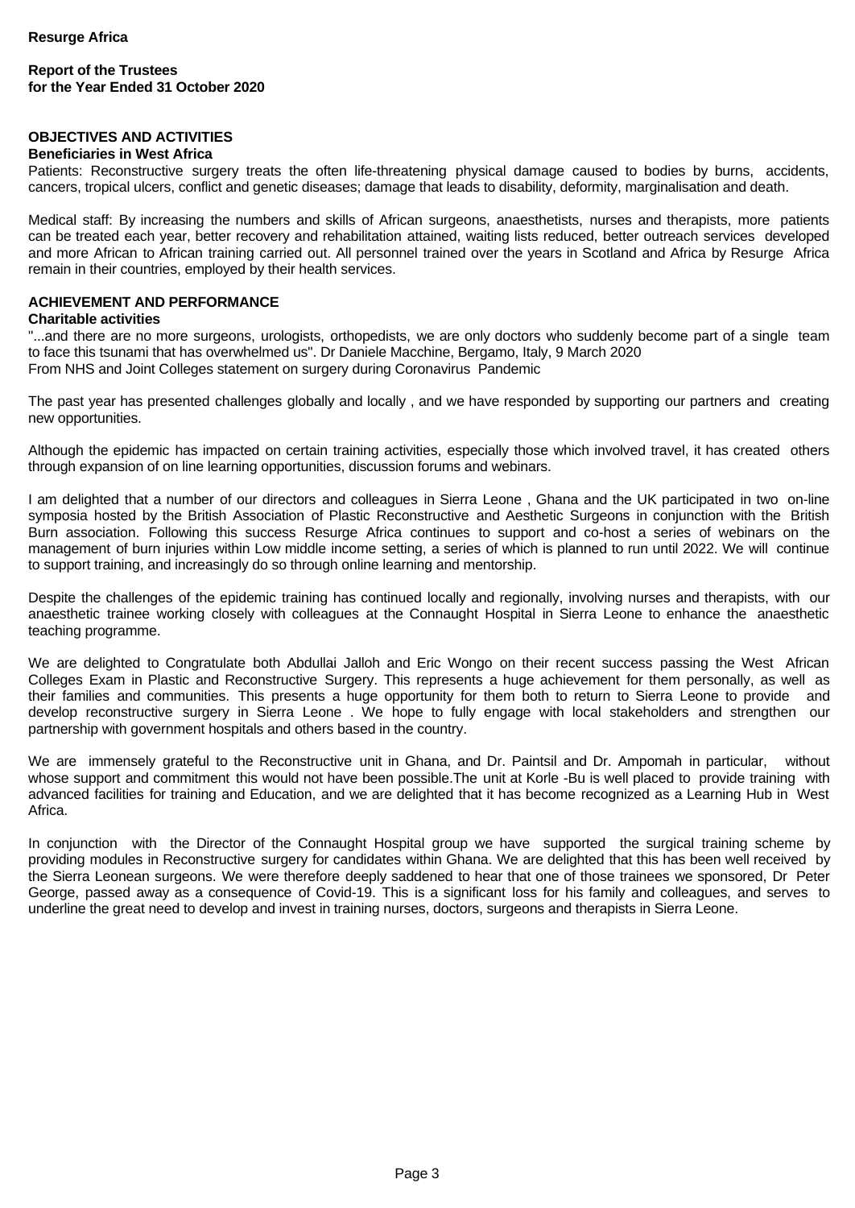**Resurge Africa**

**Report of the Trustees**
**for the Year Ended 31 October 2020**

## OBJECTIVES AND ACTIVITIES

### Beneficiaries in West Africa

Patients: Reconstructive surgery treats the often life-threatening physical damage caused to bodies by burns, accidents, cancers, tropical ulcers, conflict and genetic diseases; damage that leads to disability, deformity, marginalisation and death.

Medical staff: By increasing the numbers and skills of African surgeons, anaesthetists, nurses and therapists, more patients can be treated each year, better recovery and rehabilitation attained, waiting lists reduced, better outreach services developed and more African to African training carried out. All personnel trained over the years in Scotland and Africa by Resurge Africa remain in their countries, employed by their health services.

## ACHIEVEMENT AND PERFORMANCE

### Charitable activities

"...and there are no more surgeons, urologists, orthopedists, we are only doctors who suddenly become part of a single team to face this tsunami that has overwhelmed us". Dr Daniele Macchine, Bergamo, Italy, 9 March 2020
From NHS and Joint Colleges statement on surgery during Coronavirus Pandemic

The past year has presented challenges globally and locally , and we have responded by supporting our partners and creating new opportunities.

Although the epidemic has impacted on certain training activities, especially those which involved travel, it has created others through expansion of on line learning opportunities, discussion forums and webinars.

I am delighted that a number of our directors and colleagues in Sierra Leone , Ghana and the UK participated in two on-line symposia hosted by the British Association of Plastic Reconstructive and Aesthetic Surgeons in conjunction with the British Burn association. Following this success Resurge Africa continues to support and co-host a series of webinars on the management of burn injuries within Low middle income setting, a series of which is planned to run until 2022. We will continue to support training, and increasingly do so through online learning and mentorship.

Despite the challenges of the epidemic training has continued locally and regionally, involving nurses and therapists, with our anaesthetic trainee working closely with colleagues at the Connaught Hospital in Sierra Leone to enhance the anaesthetic teaching programme.

We are delighted to Congratulate both Abdullai Jalloh and Eric Wongo on their recent success passing the West African Colleges Exam in Plastic and Reconstructive Surgery. This represents a huge achievement for them personally, as well as their families and communities. This presents a huge opportunity for them both to return to Sierra Leone to provide and develop reconstructive surgery in Sierra Leone . We hope to fully engage with local stakeholders and strengthen our partnership with government hospitals and others based in the country.

We are immensely grateful to the Reconstructive unit in Ghana, and Dr. Paintsil and Dr. Ampomah in particular, without whose support and commitment this would not have been possible.The unit at Korle -Bu is well placed to provide training with advanced facilities for training and Education, and we are delighted that it has become recognized as a Learning Hub in West Africa.

In conjunction with the Director of the Connaught Hospital group we have supported the surgical training scheme by providing modules in Reconstructive surgery for candidates within Ghana. We are delighted that this has been well received by the Sierra Leonean surgeons. We were therefore deeply saddened to hear that one of those trainees we sponsored, Dr Peter George, passed away as a consequence of Covid-19. This is a significant loss for his family and colleagues, and serves to underline the great need to develop and invest in training nurses, doctors, surgeons and therapists in Sierra Leone.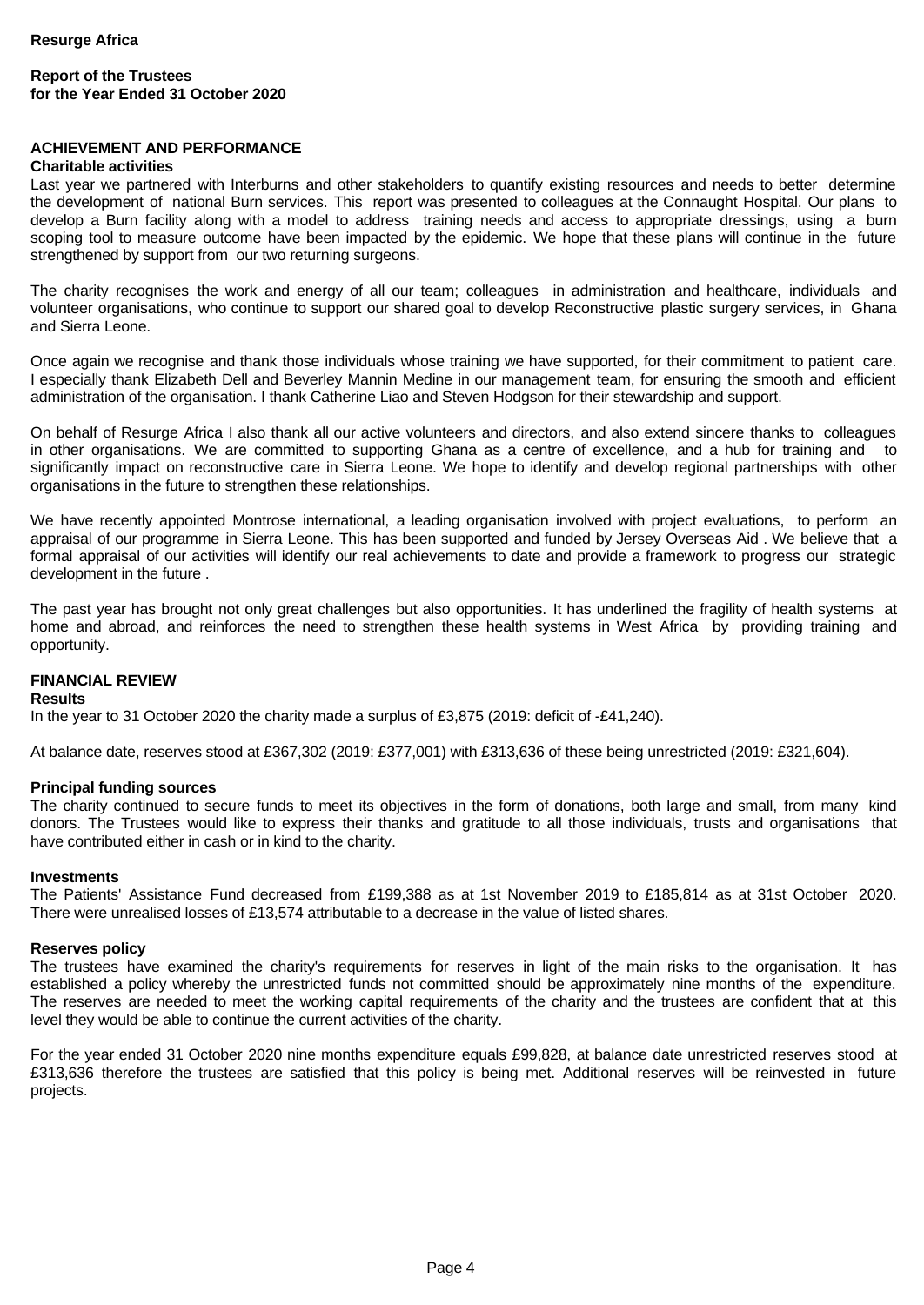**Resurge Africa**

**Report of the Trustees**
**for the Year Ended 31 October 2020**

## ACHIEVEMENT AND PERFORMANCE

### Charitable activities

Last year we partnered with Interburns and other stakeholders to quantify existing resources and needs to better determine the development of national Burn services. This report was presented to colleagues at the Connaught Hospital. Our plans to develop a Burn facility along with a model to address training needs and access to appropriate dressings, using a burn scoping tool to measure outcome have been impacted by the epidemic. We hope that these plans will continue in the future strengthened by support from our two returning surgeons.

The charity recognises the work and energy of all our team; colleagues in administration and healthcare, individuals and volunteer organisations, who continue to support our shared goal to develop Reconstructive plastic surgery services, in Ghana and Sierra Leone.

Once again we recognise and thank those individuals whose training we have supported, for their commitment to patient care. I especially thank Elizabeth Dell and Beverley Mannin Medine in our management team, for ensuring the smooth and efficient administration of the organisation. I thank Catherine Liao and Steven Hodgson for their stewardship and support.

On behalf of Resurge Africa I also thank all our active volunteers and directors, and also extend sincere thanks to colleagues in other organisations. We are committed to supporting Ghana as a centre of excellence, and a hub for training and to significantly impact on reconstructive care in Sierra Leone. We hope to identify and develop regional partnerships with other organisations in the future to strengthen these relationships.

We have recently appointed Montrose international, a leading organisation involved with project evaluations, to perform an appraisal of our programme in Sierra Leone. This has been supported and funded by Jersey Overseas Aid . We believe that a formal appraisal of our activities will identify our real achievements to date and provide a framework to progress our strategic development in the future .

The past year has brought not only great challenges but also opportunities. It has underlined the fragility of health systems at home and abroad, and reinforces the need to strengthen these health systems in West Africa by providing training and opportunity.

## FINANCIAL REVIEW

### Results

In the year to 31 October 2020 the charity made a surplus of £3,875 (2019: deficit of -£41,240).

At balance date, reserves stood at £367,302 (2019: £377,001) with £313,636 of these being unrestricted (2019: £321,604).

### Principal funding sources

The charity continued to secure funds to meet its objectives in the form of donations, both large and small, from many kind donors. The Trustees would like to express their thanks and gratitude to all those individuals, trusts and organisations that have contributed either in cash or in kind to the charity.

### Investments

The Patients' Assistance Fund decreased from £199,388 as at 1st November 2019 to £185,814 as at 31st October 2020. There were unrealised losses of £13,574 attributable to a decrease in the value of listed shares.

### Reserves policy

The trustees have examined the charity's requirements for reserves in light of the main risks to the organisation. It has established a policy whereby the unrestricted funds not committed should be approximately nine months of the expenditure. The reserves are needed to meet the working capital requirements of the charity and the trustees are confident that at this level they would be able to continue the current activities of the charity.

For the year ended 31 October 2020 nine months expenditure equals £99,828, at balance date unrestricted reserves stood at £313,636 therefore the trustees are satisfied that this policy is being met. Additional reserves will be reinvested in future projects.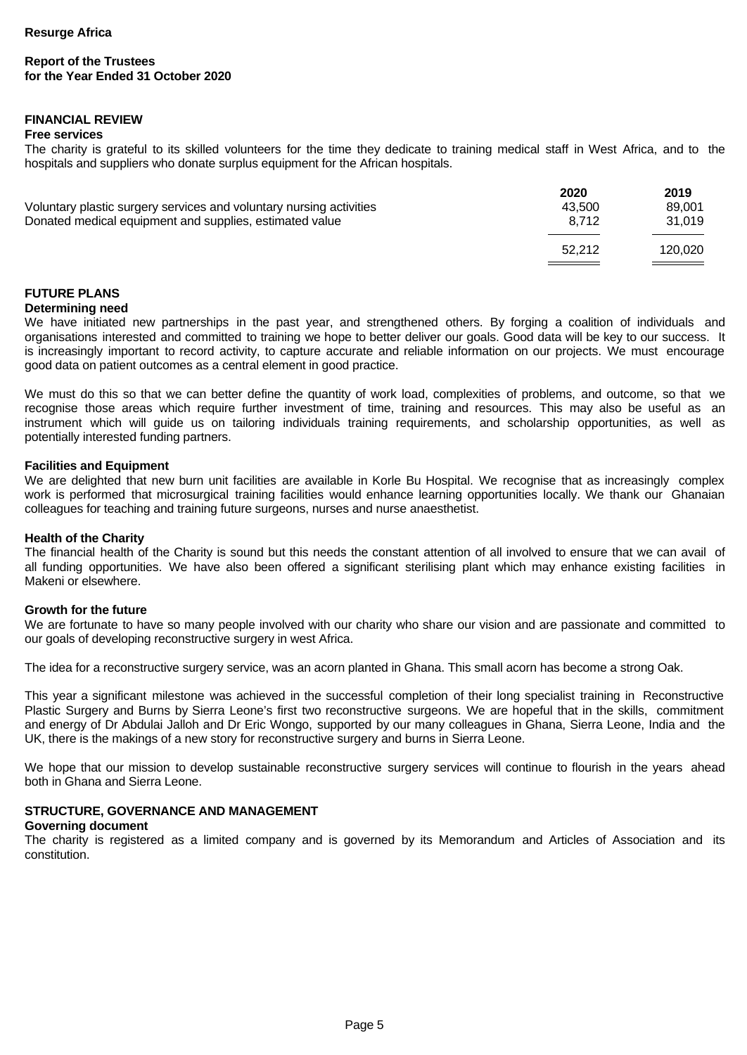**Resurge Africa**

**Report of the Trustees for the Year Ended 31 October 2020**

## FINANCIAL REVIEW

### Free services

The charity is grateful to its skilled volunteers for the time they dedicate to training medical staff in West Africa, and to the hospitals and suppliers who donate surplus equipment for the African hospitals.

| | 2020 | 2019 |
|---|---|---|
| Voluntary plastic surgery services and voluntary nursing activities | 43,500 | 89,001 |
| Donated medical equipment and supplies, estimated value | 8,712 | 31,019 |
| | 52,212 | 120,020 |

## FUTURE PLANS

### Determining need

We have initiated new partnerships in the past year, and strengthened others. By forging a coalition of individuals and organisations interested and committed to training we hope to better deliver our goals. Good data will be key to our success. It is increasingly important to record activity, to capture accurate and reliable information on our projects. We must encourage good data on patient outcomes as a central element in good practice.

We must do this so that we can better define the quantity of work load, complexities of problems, and outcome, so that we recognise those areas which require further investment of time, training and resources. This may also be useful as an instrument which will guide us on tailoring individuals training requirements, and scholarship opportunities, as well as potentially interested funding partners.

### Facilities and Equipment

We are delighted that new burn unit facilities are available in Korle Bu Hospital. We recognise that as increasingly complex work is performed that microsurgical training facilities would enhance learning opportunities locally. We thank our Ghanaian colleagues for teaching and training future surgeons, nurses and nurse anaesthetist.

### Health of the Charity

The financial health of the Charity is sound but this needs the constant attention of all involved to ensure that we can avail of all funding opportunities. We have also been offered a significant sterilising plant which may enhance existing facilities in Makeni or elsewhere.

### Growth for the future

We are fortunate to have so many people involved with our charity who share our vision and are passionate and committed to our goals of developing reconstructive surgery in west Africa.

The idea for a reconstructive surgery service, was an acorn planted in Ghana. This small acorn has become a strong Oak.

This year a significant milestone was achieved in the successful completion of their long specialist training in Reconstructive Plastic Surgery and Burns by Sierra Leone's first two reconstructive surgeons. We are hopeful that in the skills, commitment and energy of Dr Abdulai Jalloh and Dr Eric Wongo, supported by our many colleagues in Ghana, Sierra Leone, India and the UK, there is the makings of a new story for reconstructive surgery and burns in Sierra Leone.

We hope that our mission to develop sustainable reconstructive surgery services will continue to flourish in the years ahead both in Ghana and Sierra Leone.

## STRUCTURE, GOVERNANCE AND MANAGEMENT

### Governing document

The charity is registered as a limited company and is governed by its Memorandum and Articles of Association and its constitution.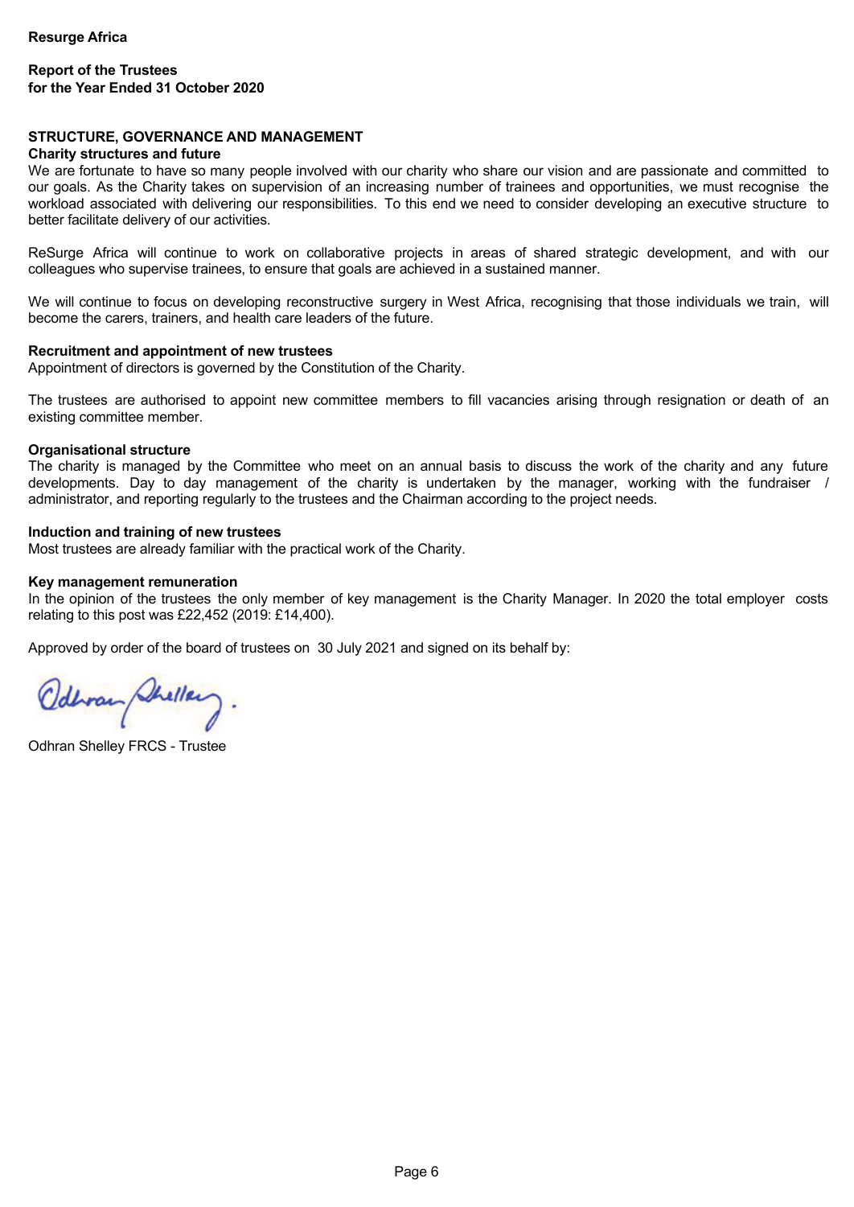**Resurge Africa**

**Report of the Trustees**
**for the Year Ended 31 October 2020**

## STRUCTURE, GOVERNANCE AND MANAGEMENT

### Charity structures and future

We are fortunate to have so many people involved with our charity who share our vision and are passionate and committed to our goals. As the Charity takes on supervision of an increasing number of trainees and opportunities, we must recognise the workload associated with delivering our responsibilities. To this end we need to consider developing an executive structure to better facilitate delivery of our activities.

ReSurge Africa will continue to work on collaborative projects in areas of shared strategic development, and with our colleagues who supervise trainees, to ensure that goals are achieved in a sustained manner.

We will continue to focus on developing reconstructive surgery in West Africa, recognising that those individuals we train, will become the carers, trainers, and health care leaders of the future.

### Recruitment and appointment of new trustees

Appointment of directors is governed by the Constitution of the Charity.

The trustees are authorised to appoint new committee members to fill vacancies arising through resignation or death of an existing committee member.

### Organisational structure

The charity is managed by the Committee who meet on an annual basis to discuss the work of the charity and any future developments. Day to day management of the charity is undertaken by the manager, working with the fundraiser / administrator, and reporting regularly to the trustees and the Chairman according to the project needs.

### Induction and training of new trustees

Most trustees are already familiar with the practical work of the Charity.

### Key management remuneration

In the opinion of the trustees the only member of key management is the Charity Manager. In 2020 the total employer costs relating to this post was £22,452 (2019: £14,400).

Approved by order of the board of trustees on 30 July 2021 and signed on its behalf by:

Odhran Shelley FRCS - Trustee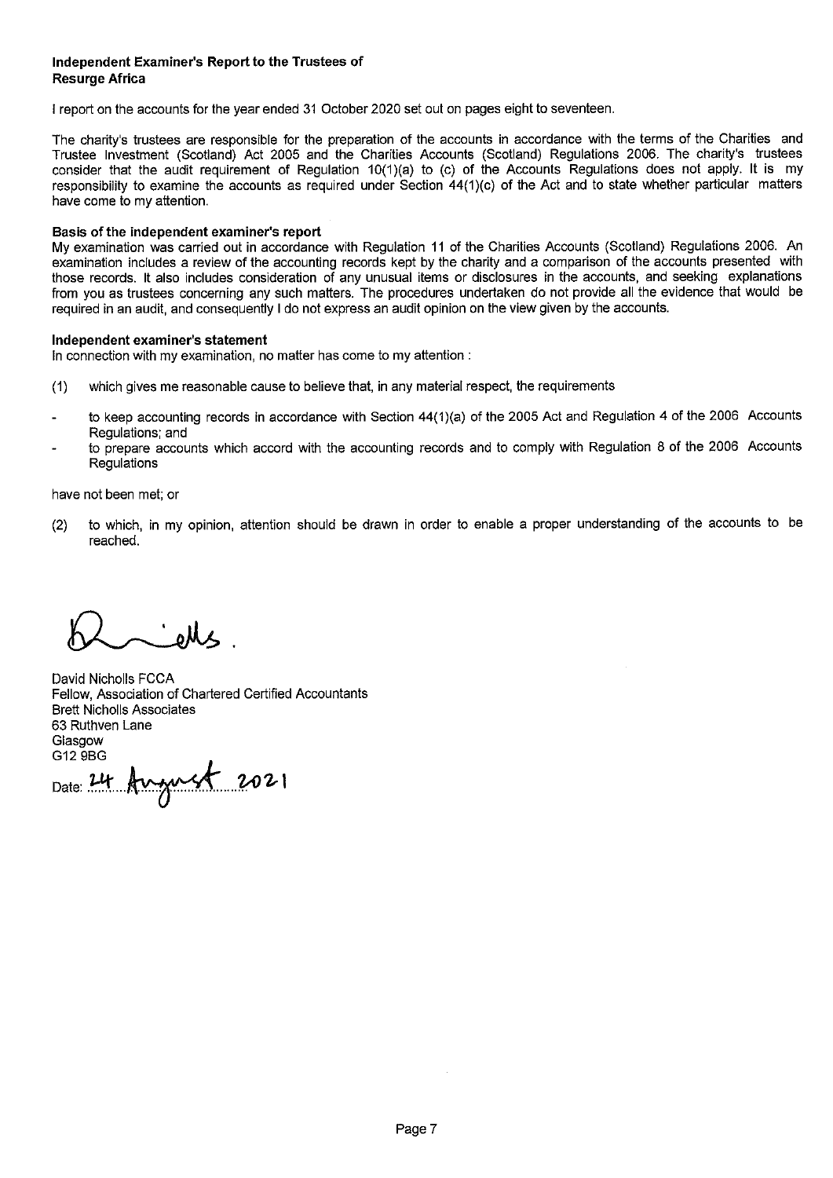**Independent Examiner's Report to the Trustees of**
**Resurge Africa**

I report on the accounts for the year ended 31 October 2020 set out on pages eight to seventeen.

The charity's trustees are responsible for the preparation of the accounts in accordance with the terms of the Charities and Trustee Investment (Scotland) Act 2005 and the Charities Accounts (Scotland) Regulations 2006. The charity's trustees consider that the audit requirement of Regulation 10(1)(a) to (c) of the Accounts Regulations does not apply. It is my responsibility to examine the accounts as required under Section 44(1)(c) of the Act and to state whether particular matters have come to my attention.

**Basis of the independent examiner's report**

My examination was carried out in accordance with Regulation 11 of the Charities Accounts (Scotland) Regulations 2006. An examination includes a review of the accounting records kept by the charity and a comparison of the accounts presented with those records. It also includes consideration of any unusual items or disclosures in the accounts, and seeking explanations from you as trustees concerning any such matters. The procedures undertaken do not provide all the evidence that would be required in an audit, and consequently I do not express an audit opinion on the view given by the accounts.

**Independent examiner's statement**

In connection with my examination, no matter has come to my attention :

(1) which gives me reasonable cause to believe that, in any material respect, the requirements

- to keep accounting records in accordance with Section 44(1)(a) of the 2005 Act and Regulation 4 of the 2006 Accounts Regulations; and
- to prepare accounts which accord with the accounting records and to comply with Regulation 8 of the 2006 Accounts Regulations

have not been met; or

(2) to which, in my opinion, attention should be drawn in order to enable a proper understanding of the accounts to be reached.

David Nicholls FCCA
Fellow, Association of Chartered Certified Accountants
Brett Nicholls Associates
63 Ruthven Lane
Glasgow
G12 9BG

Date: 24 August 2021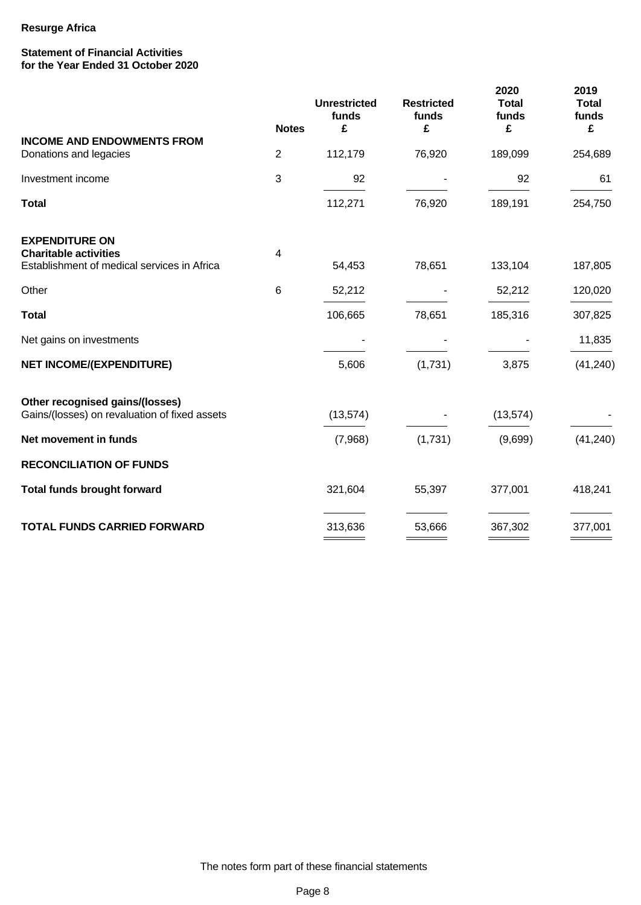**Resurge Africa**

**Statement of Financial Activities**
**for the Year Ended 31 October 2020**

| | Notes | Unrestricted funds £ | Restricted funds £ | 2020 Total funds £ | 2019 Total funds £ |
|---|---|---|---|---|---|
| **INCOME AND ENDOWMENTS FROM** | | | | | |
| Donations and legacies | 2 | 112,179 | 76,920 | 189,099 | 254,689 |
| Investment income | 3 | 92 | - | 92 | 61 |
| **Total** | | 112,271 | 76,920 | 189,191 | 254,750 |
| | | | | | |
| **EXPENDITURE ON** | | | | | |
| **Charitable activities** | 4 | | | | |
| Establishment of medical services in Africa | | 54,453 | 78,651 | 133,104 | 187,805 |
| Other | 6 | 52,212 | - | 52,212 | 120,020 |
| **Total** | | 106,665 | 78,651 | 185,316 | 307,825 |
| Net gains on investments | | - | - | - | 11,835 |
| **NET INCOME/(EXPENDITURE)** | | 5,606 | (1,731) | 3,875 | (41,240) |
| | | | | | |
| **Other recognised gains/(losses)** | | | | | |
| Gains/(losses) on revaluation of fixed assets | | (13,574) | - | (13,574) | - |
| **Net movement in funds** | | (7,968) | (1,731) | (9,699) | (41,240) |
| **RECONCILIATION OF FUNDS** | | | | | |
| **Total funds brought forward** | | 321,604 | 55,397 | 377,001 | 418,241 |
| | | | | | |
| **TOTAL FUNDS CARRIED FORWARD** | | 313,636 | 53,666 | 367,302 | 377,001 |

The notes form part of these financial statements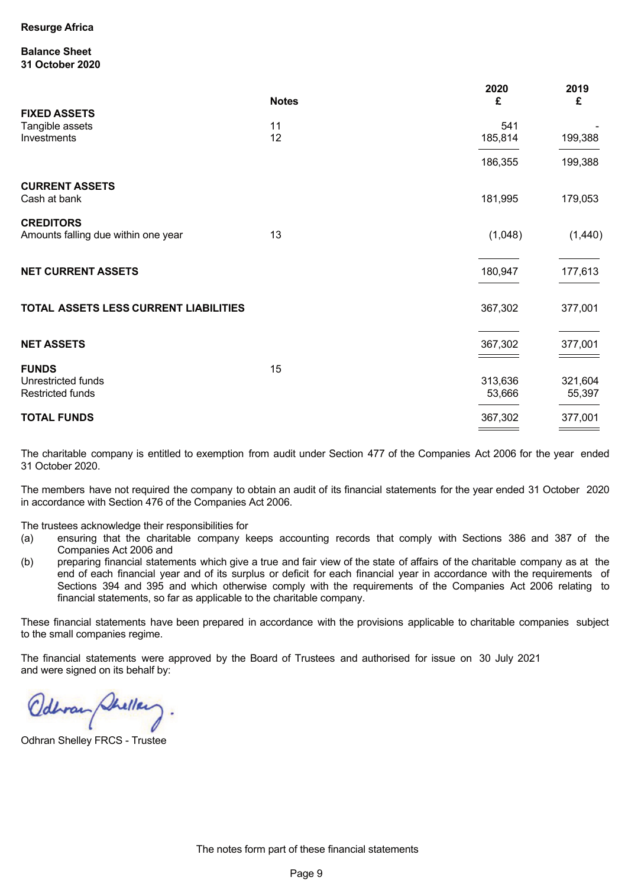**Resurge Africa**

**Balance Sheet**
**31 October 2020**

| | Notes | 2020 £ | 2019 £ |
|---|---|---|---|
| **FIXED ASSETS** | | | |
| Tangible assets | 11 | 541 | - |
| Investments | 12 | 185,814 | 199,388 |
| | | 186,355 | 199,388 |
| **CURRENT ASSETS** | | | |
| Cash at bank | | 181,995 | 179,053 |
| **CREDITORS** | | | |
| Amounts falling due within one year | 13 | (1,048) | (1,440) |
| **NET CURRENT ASSETS** | | 180,947 | 177,613 |
| **TOTAL ASSETS LESS CURRENT LIABILITIES** | | 367,302 | 377,001 |
| **NET ASSETS** | | 367,302 | 377,001 |
| **FUNDS** | 15 | | |
| Unrestricted funds | | 313,636 | 321,604 |
| Restricted funds | | 53,666 | 55,397 |
| **TOTAL FUNDS** | | 367,302 | 377,001 |

The charitable company is entitled to exemption from audit under Section 477 of the Companies Act 2006 for the year ended 31 October 2020.

The members have not required the company to obtain an audit of its financial statements for the year ended 31 October 2020 in accordance with Section 476 of the Companies Act 2006.

The trustees acknowledge their responsibilities for

(a) ensuring that the charitable company keeps accounting records that comply with Sections 386 and 387 of the Companies Act 2006 and

(b) preparing financial statements which give a true and fair view of the state of affairs of the charitable company as at the end of each financial year and of its surplus or deficit for each financial year in accordance with the requirements of Sections 394 and 395 and which otherwise comply with the requirements of the Companies Act 2006 relating to financial statements, so far as applicable to the charitable company.

These financial statements have been prepared in accordance with the provisions applicable to charitable companies subject to the small companies regime.

The financial statements were approved by the Board of Trustees and authorised for issue on 30 July 2021 and were signed on its behalf by:

Odhran Shelley FRCS - Trustee

The notes form part of these financial statements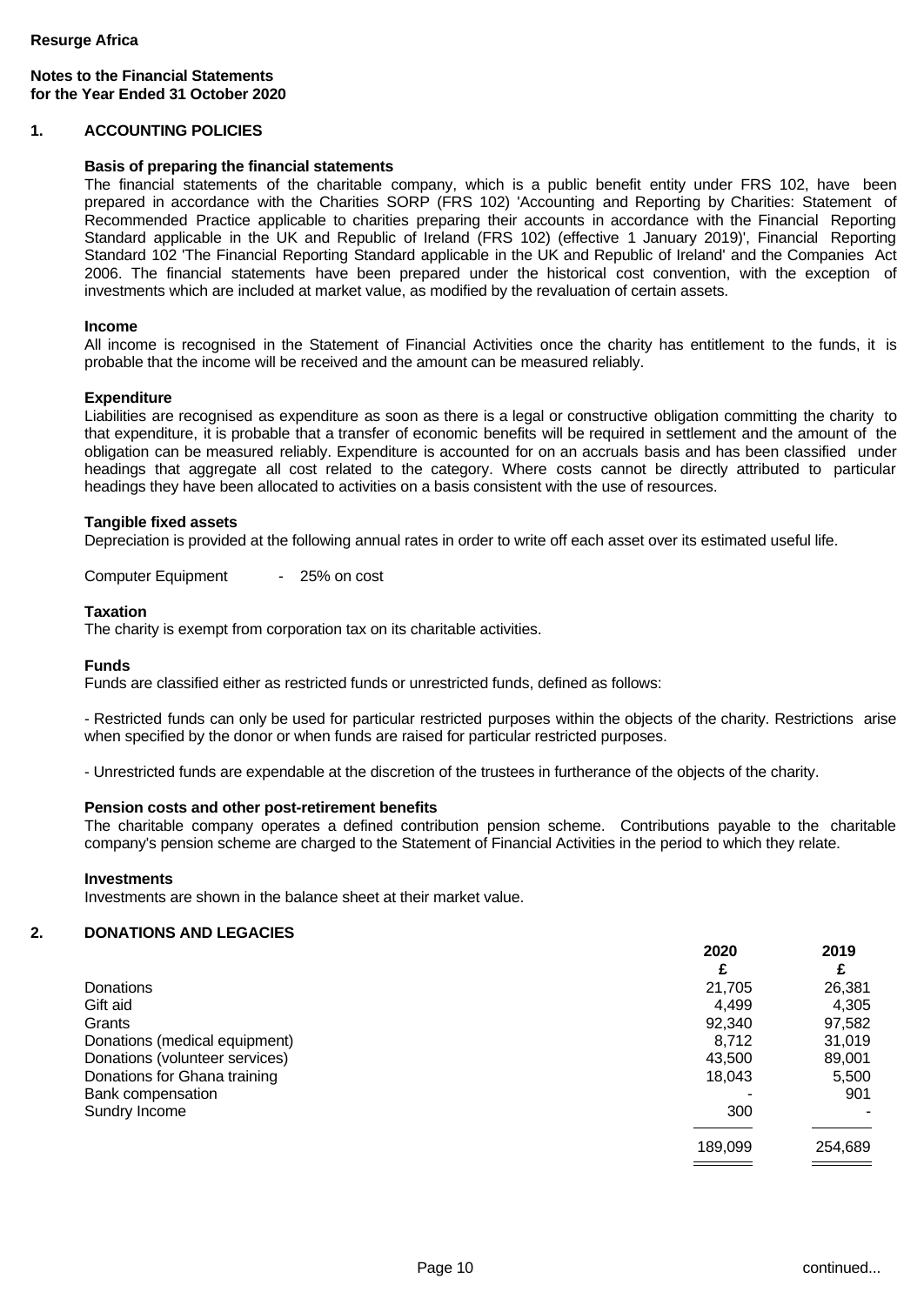**Resurge Africa**

**Notes to the Financial Statements**
**for the Year Ended 31 October 2020**

## 1. ACCOUNTING POLICIES

**Basis of preparing the financial statements**

The financial statements of the charitable company, which is a public benefit entity under FRS 102, have been prepared in accordance with the Charities SORP (FRS 102) 'Accounting and Reporting by Charities: Statement of Recommended Practice applicable to charities preparing their accounts in accordance with the Financial Reporting Standard applicable in the UK and Republic of Ireland (FRS 102) (effective 1 January 2019)', Financial Reporting Standard 102 'The Financial Reporting Standard applicable in the UK and Republic of Ireland' and the Companies Act 2006. The financial statements have been prepared under the historical cost convention, with the exception of investments which are included at market value, as modified by the revaluation of certain assets.

**Income**

All income is recognised in the Statement of Financial Activities once the charity has entitlement to the funds, it is probable that the income will be received and the amount can be measured reliably.

**Expenditure**

Liabilities are recognised as expenditure as soon as there is a legal or constructive obligation committing the charity to that expenditure, it is probable that a transfer of economic benefits will be required in settlement and the amount of the obligation can be measured reliably. Expenditure is accounted for on an accruals basis and has been classified under headings that aggregate all cost related to the category. Where costs cannot be directly attributed to particular headings they have been allocated to activities on a basis consistent with the use of resources.

**Tangible fixed assets**

Depreciation is provided at the following annual rates in order to write off each asset over its estimated useful life.

Computer Equipment - 25% on cost

**Taxation**

The charity is exempt from corporation tax on its charitable activities.

**Funds**

Funds are classified either as restricted funds or unrestricted funds, defined as follows:

- Restricted funds can only be used for particular restricted purposes within the objects of the charity. Restrictions arise when specified by the donor or when funds are raised for particular restricted purposes.

- Unrestricted funds are expendable at the discretion of the trustees in furtherance of the objects of the charity.

**Pension costs and other post-retirement benefits**

The charitable company operates a defined contribution pension scheme. Contributions payable to the charitable company's pension scheme are charged to the Statement of Financial Activities in the period to which they relate.

**Investments**

Investments are shown in the balance sheet at their market value.

## 2. DONATIONS AND LEGACIES

| | 2020 | 2019 |
|---|---|---|
| | £ | £ |
| Donations | 21,705 | 26,381 |
| Gift aid | 4,499 | 4,305 |
| Grants | 92,340 | 97,582 |
| Donations (medical equipment) | 8,712 | 31,019 |
| Donations (volunteer services) | 43,500 | 89,001 |
| Donations for Ghana training | 18,043 | 5,500 |
| Bank compensation | - | 901 |
| Sundry Income | 300 | - |
| | 189,099 | 254,689 |

continued...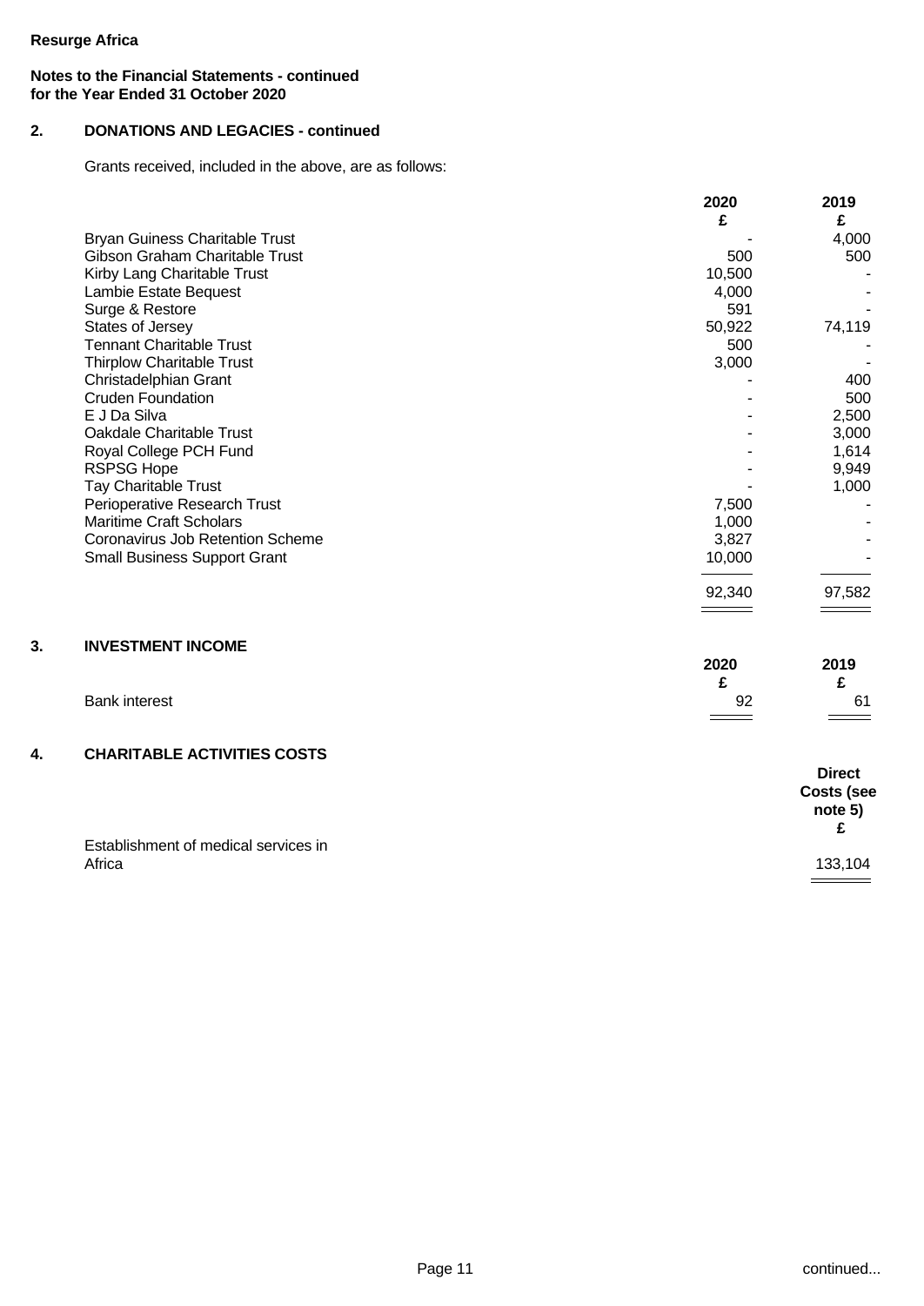**Resurge Africa**

**Notes to the Financial Statements - continued**
**for the Year Ended 31 October 2020**

## 2. DONATIONS AND LEGACIES - continued

Grants received, included in the above, are as follows:

| | 2020 £ | 2019 £ |
|---|---|---|
| Bryan Guiness Charitable Trust | - | 4,000 |
| Gibson Graham Charitable Trust | 500 | 500 |
| Kirby Lang Charitable Trust | 10,500 | - |
| Lambie Estate Bequest | 4,000 | - |
| Surge & Restore | 591 | - |
| States of Jersey | 50,922 | 74,119 |
| Tennant Charitable Trust | 500 | - |
| Thirplow Charitable Trust | 3,000 | - |
| Christadelphian Grant | - | 400 |
| Cruden Foundation | - | 500 |
| E J Da Silva | - | 2,500 |
| Oakdale Charitable Trust | - | 3,000 |
| Royal College PCH Fund | - | 1,614 |
| RSPSG Hope | - | 9,949 |
| Tay Charitable Trust | - | 1,000 |
| Perioperative Research Trust | 7,500 | - |
| Maritime Craft Scholars | 1,000 | - |
| Coronavirus Job Retention Scheme | 3,827 | - |
| Small Business Support Grant | 10,000 | - |
| | 92,340 | 97,582 |

## 3. INVESTMENT INCOME

| | 2020 £ | 2019 £ |
|---|---|---|
| Bank interest | 92 | 61 |

## 4. CHARITABLE ACTIVITIES COSTS

| | Direct Costs (see note 5) £ |
|---|---|
| Establishment of medical services in Africa | 133,104 |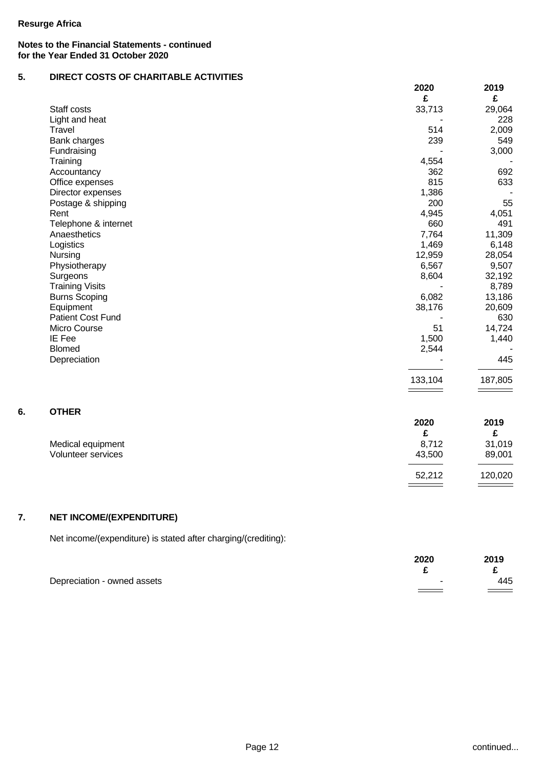**Resurge Africa**

**Notes to the Financial Statements - continued**
**for the Year Ended 31 October 2020**

## 5. DIRECT COSTS OF CHARITABLE ACTIVITIES

| | 2020 | 2019 |
|---|---|---|
| | £ | £ |
| Staff costs | 33,713 | 29,064 |
| Light and heat | - | 228 |
| Travel | 514 | 2,009 |
| Bank charges | 239 | 549 |
| Fundraising | - | 3,000 |
| Training | 4,554 | - |
| Accountancy | 362 | 692 |
| Office expenses | 815 | 633 |
| Director expenses | 1,386 | - |
| Postage & shipping | 200 | 55 |
| Rent | 4,945 | 4,051 |
| Telephone & internet | 660 | 491 |
| Anaesthetics | 7,764 | 11,309 |
| Logistics | 1,469 | 6,148 |
| Nursing | 12,959 | 28,054 |
| Physiotherapy | 6,567 | 9,507 |
| Surgeons | 8,604 | 32,192 |
| Training Visits | - | 8,789 |
| Burns Scoping | 6,082 | 13,186 |
| Equipment | 38,176 | 20,609 |
| Patient Cost Fund | - | 630 |
| Micro Course | 51 | 14,724 |
| IE Fee | 1,500 | 1,440 |
| Blomed | 2,544 | - |
| Depreciation | - | 445 |
| | 133,104 | 187,805 |

## 6. OTHER

| | 2020 | 2019 |
|---|---|---|
| | £ | £ |
| Medical equipment | 8,712 | 31,019 |
| Volunteer services | 43,500 | 89,001 |
| | 52,212 | 120,020 |

## 7. NET INCOME/(EXPENDITURE)

Net income/(expenditure) is stated after charging/(crediting):

| | 2020 | 2019 |
|---|---|---|
| | £ | £ |
| Depreciation - owned assets | - | 445 |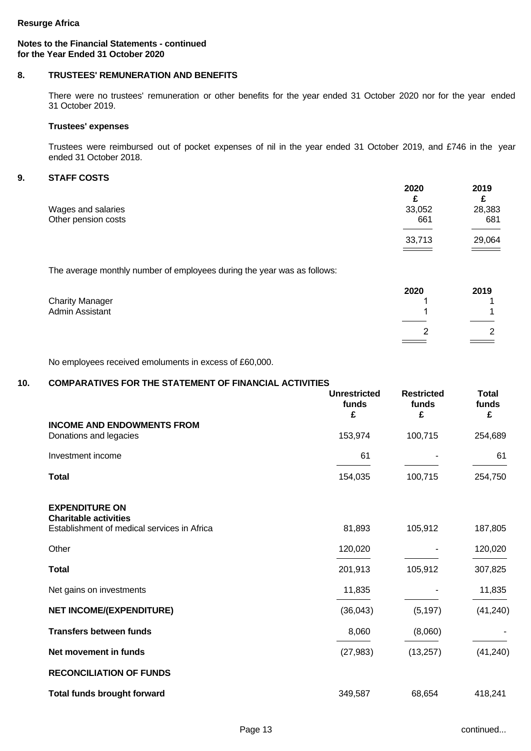**Resurge Africa**

**Notes to the Financial Statements - continued**
**for the Year Ended 31 October 2020**

## 8. TRUSTEES' REMUNERATION AND BENEFITS

There were no trustees' remuneration or other benefits for the year ended 31 October 2020 nor for the year ended 31 October 2019.

**Trustees' expenses**

Trustees were reimbursed out of pocket expenses of nil in the year ended 31 October 2019, and £746 in the year ended 31 October 2018.

## 9. STAFF COSTS

| | 2020 £ | 2019 £ |
|---|---|---|
| Wages and salaries | 33,052 | 28,383 |
| Other pension costs | 661 | 681 |
| | 33,713 | 29,064 |

The average monthly number of employees during the year was as follows:

| | 2020 | 2019 |
|---|---|---|
| Charity Manager | 1 | 1 |
| Admin Assistant | 1 | 1 |
| | 2 | 2 |

No employees received emoluments in excess of £60,000.

## 10. COMPARATIVES FOR THE STATEMENT OF FINANCIAL ACTIVITIES

| | Unrestricted funds £ | Restricted funds £ | Total funds £ |
|---|---|---|---|
| **INCOME AND ENDOWMENTS FROM** | | | |
| Donations and legacies | 153,974 | 100,715 | 254,689 |
| Investment income | 61 | - | 61 |
| **Total** | 154,035 | 100,715 | 254,750 |
| **EXPENDITURE ON** | | | |
| **Charitable activities** | | | |
| Establishment of medical services in Africa | 81,893 | 105,912 | 187,805 |
| Other | 120,020 | - | 120,020 |
| **Total** | 201,913 | 105,912 | 307,825 |
| Net gains on investments | 11,835 | - | 11,835 |
| **NET INCOME/(EXPENDITURE)** | (36,043) | (5,197) | (41,240) |
| **Transfers between funds** | 8,060 | (8,060) | - |
| **Net movement in funds** | (27,983) | (13,257) | (41,240) |
| **RECONCILIATION OF FUNDS** | | | |
| **Total funds brought forward** | 349,587 | 68,654 | 418,241 |

continued...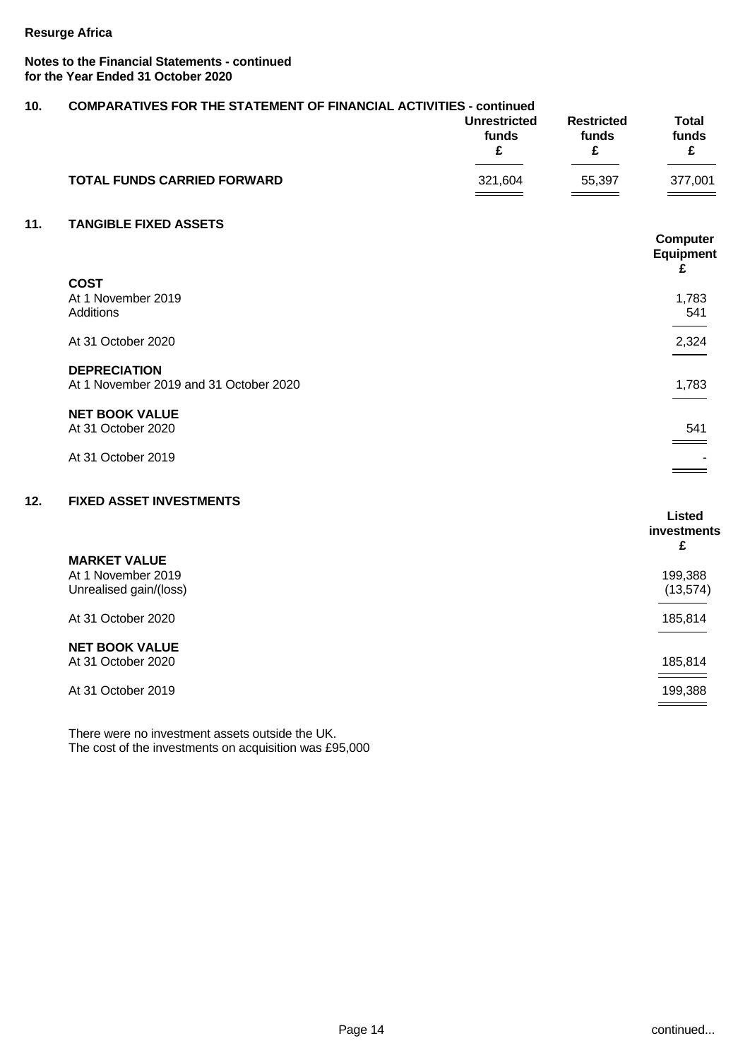**Resurge Africa**

**Notes to the Financial Statements - continued**
**for the Year Ended 31 October 2020**

## 10. COMPARATIVES FOR THE STATEMENT OF FINANCIAL ACTIVITIES - continued

| | Unrestricted funds £ | Restricted funds £ | Total funds £ |
|---|---|---|---|
| **TOTAL FUNDS CARRIED FORWARD** | 321,604 | 55,397 | 377,001 |

## 11. TANGIBLE FIXED ASSETS

| | Computer Equipment £ |
|---|---|
| **COST** | |
| At 1 November 2019 | 1,783 |
| Additions | 541 |
| At 31 October 2020 | 2,324 |
| **DEPRECIATION** | |
| At 1 November 2019 and 31 October 2020 | 1,783 |
| **NET BOOK VALUE** | |
| At 31 October 2020 | 541 |
| At 31 October 2019 | - |

## 12. FIXED ASSET INVESTMENTS

| | Listed investments £ |
|---|---|
| **MARKET VALUE** | |
| At 1 November 2019 | 199,388 |
| Unrealised gain/(loss) | (13,574) |
| At 31 October 2020 | 185,814 |
| **NET BOOK VALUE** | |
| At 31 October 2020 | 185,814 |
| At 31 October 2019 | 199,388 |

There were no investment assets outside the UK.
The cost of the investments on acquisition was £95,000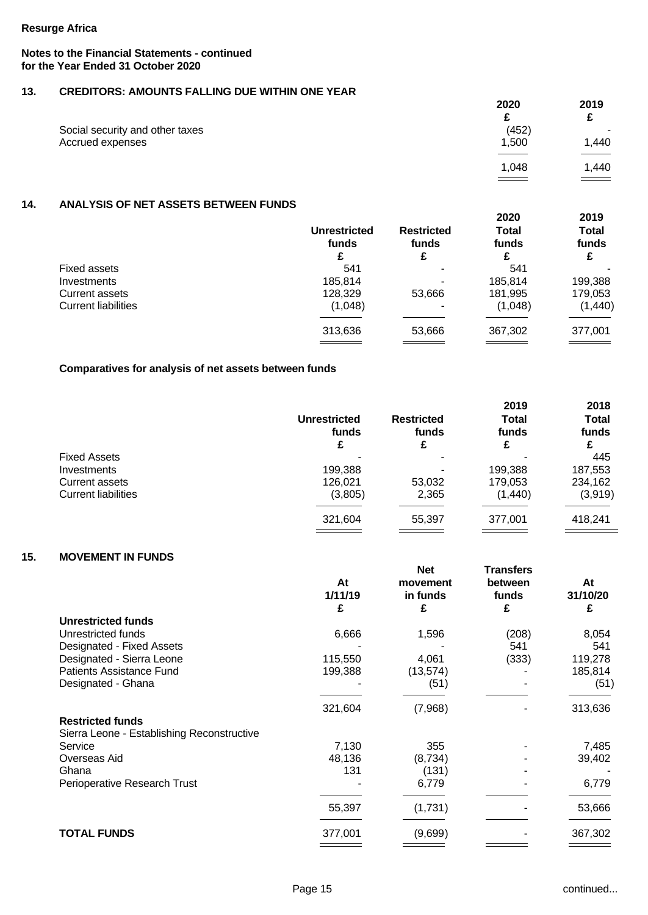**Resurge Africa**

**Notes to the Financial Statements - continued**
**for the Year Ended 31 October 2020**

## 13. CREDITORS: AMOUNTS FALLING DUE WITHIN ONE YEAR

| | 2020 £ | 2019 £ |
|---|---|---|
| Social security and other taxes | (452) | - |
| Accrued expenses | 1,500 | 1,440 |
| | 1,048 | 1,440 |

## 14. ANALYSIS OF NET ASSETS BETWEEN FUNDS

| | Unrestricted funds £ | Restricted funds £ | 2020 Total funds £ | 2019 Total funds £ |
|---|---|---|---|---|
| Fixed assets | 541 | - | 541 | - |
| Investments | 185,814 | - | 185,814 | 199,388 |
| Current assets | 128,329 | 53,666 | 181,995 | 179,053 |
| Current liabilities | (1,048) | - | (1,048) | (1,440) |
| | 313,636 | 53,666 | 367,302 | 377,001 |

**Comparatives for analysis of net assets between funds**

| | Unrestricted funds £ | Restricted funds £ | 2019 Total funds £ | 2018 Total funds £ |
|---|---|---|---|---|
| Fixed Assets | - | - | - | 445 |
| Investments | 199,388 | - | 199,388 | 187,553 |
| Current assets | 126,021 | 53,032 | 179,053 | 234,162 |
| Current liabilities | (3,805) | 2,365 | (1,440) | (3,919) |
| | 321,604 | 55,397 | 377,001 | 418,241 |

## 15. MOVEMENT IN FUNDS

| | At 1/11/19 £ | Net movement in funds £ | Transfers between funds £ | At 31/10/20 £ |
|---|---|---|---|---|
| **Unrestricted funds** | | | | |
| Unrestricted funds | 6,666 | 1,596 | (208) | 8,054 |
| Designated - Fixed Assets | - | - | 541 | 541 |
| Designated - Sierra Leone | 115,550 | 4,061 | (333) | 119,278 |
| Patients Assistance Fund | 199,388 | (13,574) | - | 185,814 |
| Designated - Ghana | - | (51) | - | (51) |
| | 321,604 | (7,968) | - | 313,636 |
| **Restricted funds** | | | | |
| Sierra Leone - Establishing Reconstructive Service | 7,130 | 355 | - | 7,485 |
| Overseas Aid | 48,136 | (8,734) | - | 39,402 |
| Ghana | 131 | (131) | - | - |
| Perioperative Research Trust | - | 6,779 | - | 6,779 |
| | 55,397 | (1,731) | - | 53,666 |
| **TOTAL FUNDS** | 377,001 | (9,699) | - | 367,302 |

continued...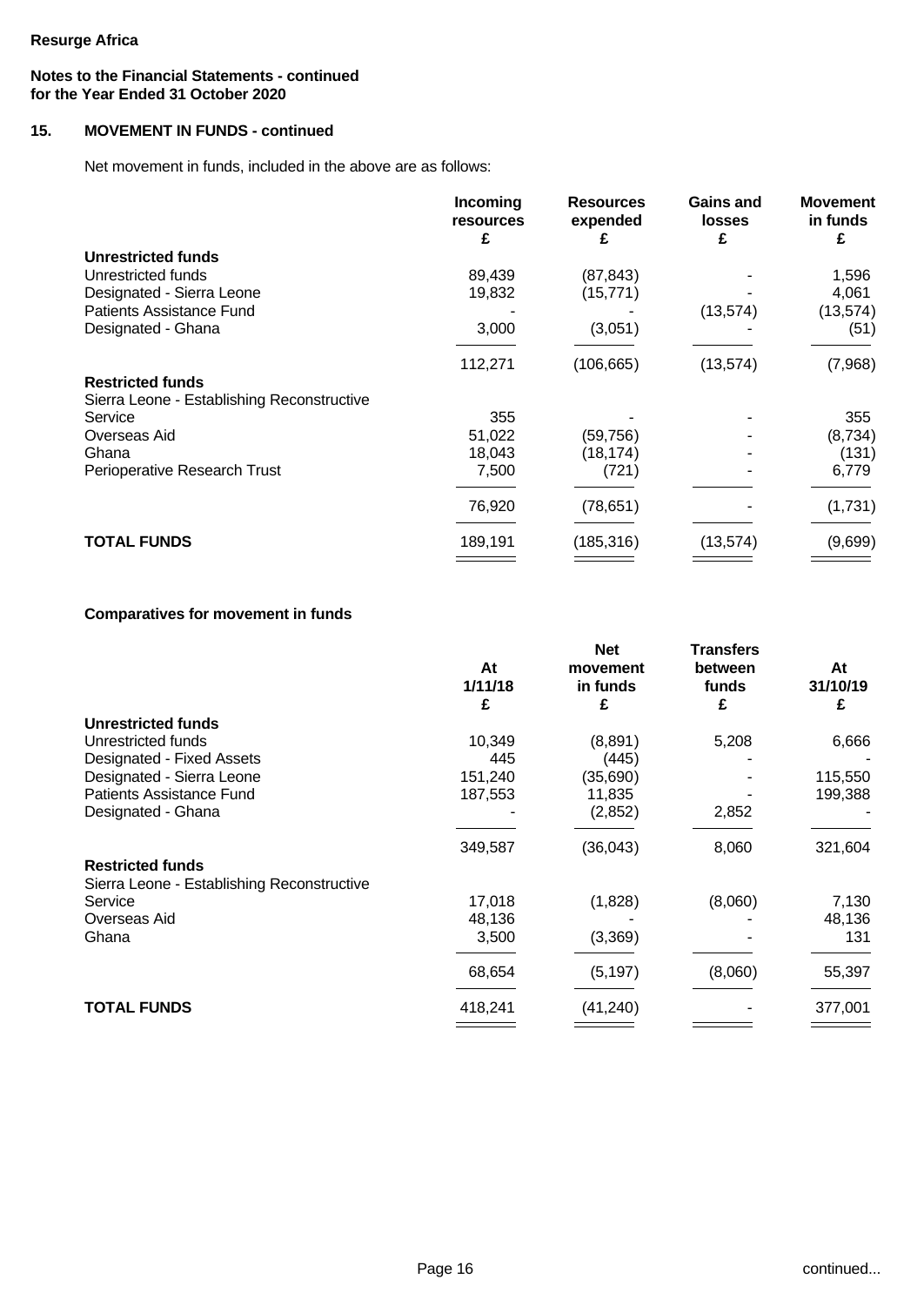**Resurge Africa**

**Notes to the Financial Statements - continued**
**for the Year Ended 31 October 2020**

## 15. MOVEMENT IN FUNDS - continued

Net movement in funds, included in the above are as follows:

| | Incoming resources £ | Resources expended £ | Gains and losses £ | Movement in funds £ |
|---|---|---|---|---|
| **Unrestricted funds** | | | | |
| Unrestricted funds | 89,439 | (87,843) | - | 1,596 |
| Designated - Sierra Leone | 19,832 | (15,771) | - | 4,061 |
| Patients Assistance Fund | - | - | (13,574) | (13,574) |
| Designated - Ghana | 3,000 | (3,051) | - | (51) |
| | 112,271 | (106,665) | (13,574) | (7,968) |
| **Restricted funds** | | | | |
| Sierra Leone - Establishing Reconstructive Service | 355 | - | - | 355 |
| Overseas Aid | 51,022 | (59,756) | - | (8,734) |
| Ghana | 18,043 | (18,174) | - | (131) |
| Perioperative Research Trust | 7,500 | (721) | - | 6,779 |
| | 76,920 | (78,651) | - | (1,731) |
| **TOTAL FUNDS** | 189,191 | (185,316) | (13,574) | (9,699) |

### Comparatives for movement in funds

| | At 1/11/18 £ | Net movement in funds £ | Transfers between funds £ | At 31/10/19 £ |
|---|---|---|---|---|
| **Unrestricted funds** | | | | |
| Unrestricted funds | 10,349 | (8,891) | 5,208 | 6,666 |
| Designated - Fixed Assets | 445 | (445) | - | - |
| Designated - Sierra Leone | 151,240 | (35,690) | - | 115,550 |
| Patients Assistance Fund | 187,553 | 11,835 | - | 199,388 |
| Designated - Ghana | - | (2,852) | 2,852 | - |
| | 349,587 | (36,043) | 8,060 | 321,604 |
| **Restricted funds** | | | | |
| Sierra Leone - Establishing Reconstructive Service | 17,018 | (1,828) | (8,060) | 7,130 |
| Overseas Aid | 48,136 | - | - | 48,136 |
| Ghana | 3,500 | (3,369) | - | 131 |
| | 68,654 | (5,197) | (8,060) | 55,397 |
| **TOTAL FUNDS** | 418,241 | (41,240) | - | 377,001 |

continued...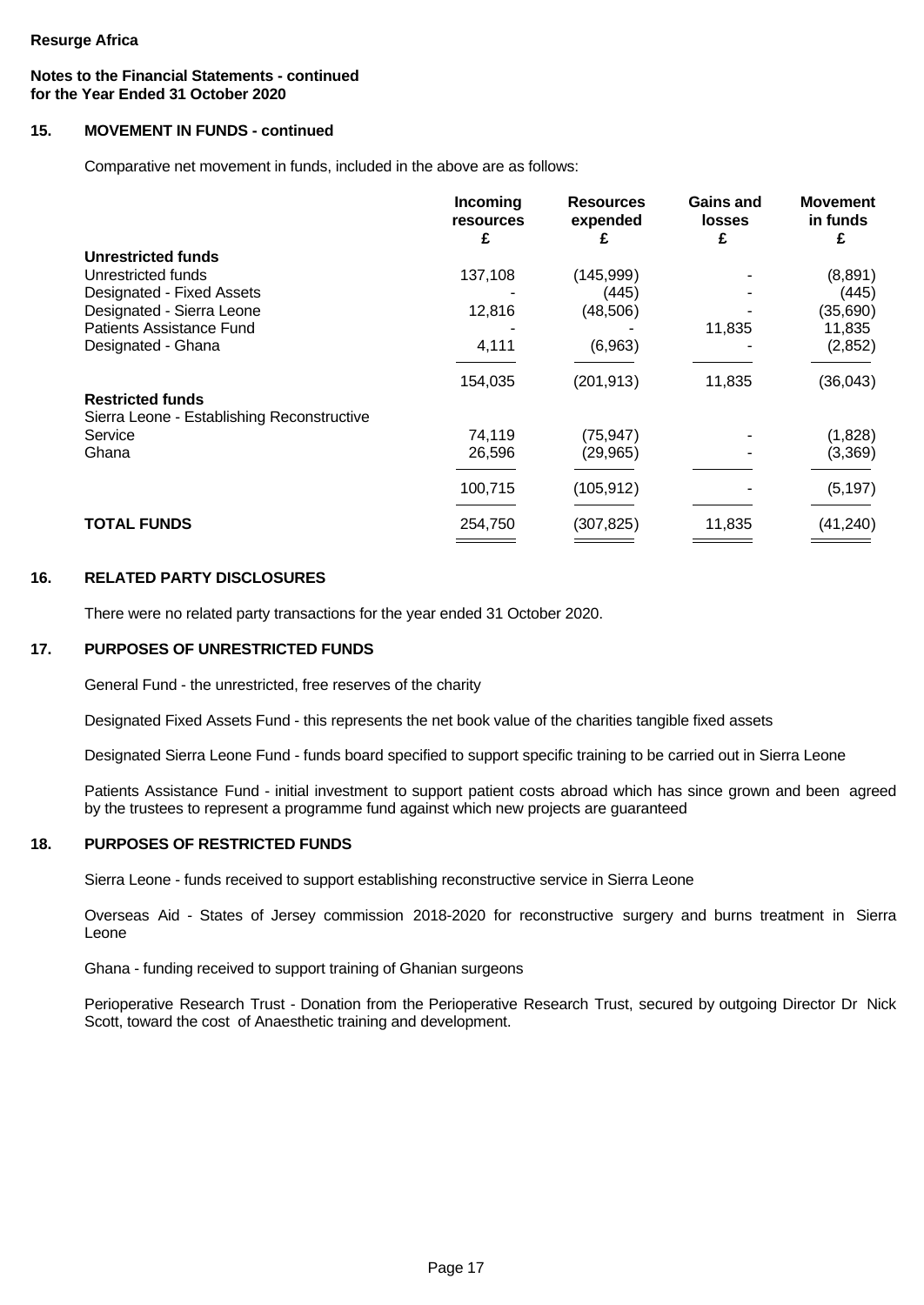**Resurge Africa**

**Notes to the Financial Statements - continued**
**for the Year Ended 31 October 2020**

## 15. MOVEMENT IN FUNDS - continued

Comparative net movement in funds, included in the above are as follows:

| | Incoming resources £ | Resources expended £ | Gains and losses £ | Movement in funds £ |
|---|---|---|---|---|
| **Unrestricted funds** | | | | |
| Unrestricted funds | 137,108 | (145,999) | - | (8,891) |
| Designated - Fixed Assets | - | (445) | - | (445) |
| Designated - Sierra Leone | 12,816 | (48,506) | - | (35,690) |
| Patients Assistance Fund | - | - | 11,835 | 11,835 |
| Designated - Ghana | 4,111 | (6,963) | - | (2,852) |
| | 154,035 | (201,913) | 11,835 | (36,043) |
| **Restricted funds** | | | | |
| Sierra Leone - Establishing Reconstructive Service | 74,119 | (75,947) | - | (1,828) |
| Ghana | 26,596 | (29,965) | - | (3,369) |
| | 100,715 | (105,912) | - | (5,197) |
| **TOTAL FUNDS** | 254,750 | (307,825) | 11,835 | (41,240) |

## 16. RELATED PARTY DISCLOSURES

There were no related party transactions for the year ended 31 October 2020.

## 17. PURPOSES OF UNRESTRICTED FUNDS

General Fund - the unrestricted, free reserves of the charity

Designated Fixed Assets Fund - this represents the net book value of the charities tangible fixed assets

Designated Sierra Leone Fund - funds board specified to support specific training to be carried out in Sierra Leone

Patients Assistance Fund - initial investment to support patient costs abroad which has since grown and been agreed by the trustees to represent a programme fund against which new projects are guaranteed

## 18. PURPOSES OF RESTRICTED FUNDS

Sierra Leone - funds received to support establishing reconstructive service in Sierra Leone

Overseas Aid - States of Jersey commission 2018-2020 for reconstructive surgery and burns treatment in Sierra Leone

Ghana - funding received to support training of Ghanian surgeons

Perioperative Research Trust - Donation from the Perioperative Research Trust, secured by outgoing Director Dr Nick Scott, toward the cost of Anaesthetic training and development.